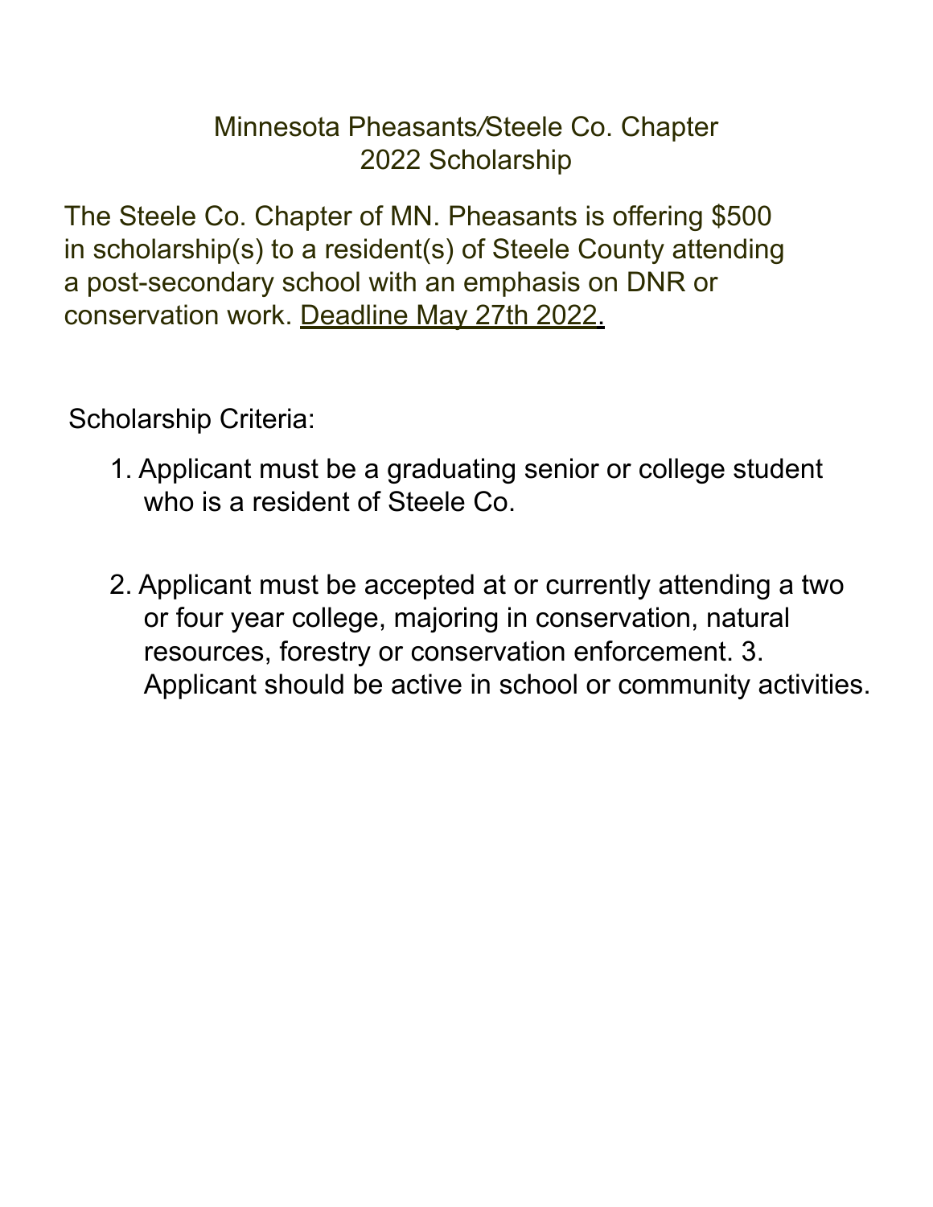# Minnesota Pheasants/Steele Co. Chapter
## 2022 Scholarship

The Steele Co. Chapter of MN. Pheasants is offering $500 in scholarship(s) to a resident(s) of Steele County attending a post-secondary school with an emphasis on DNR or conservation work. <u>Deadline May 27th 2022.</u>

Scholarship Criteria:

1. Applicant must be a graduating senior or college student who is a resident of Steele Co.

2. Applicant must be accepted at or currently attending a two or four year college, majoring in conservation, natural resources, forestry or conservation enforcement. 3. Applicant should be active in school or community activities.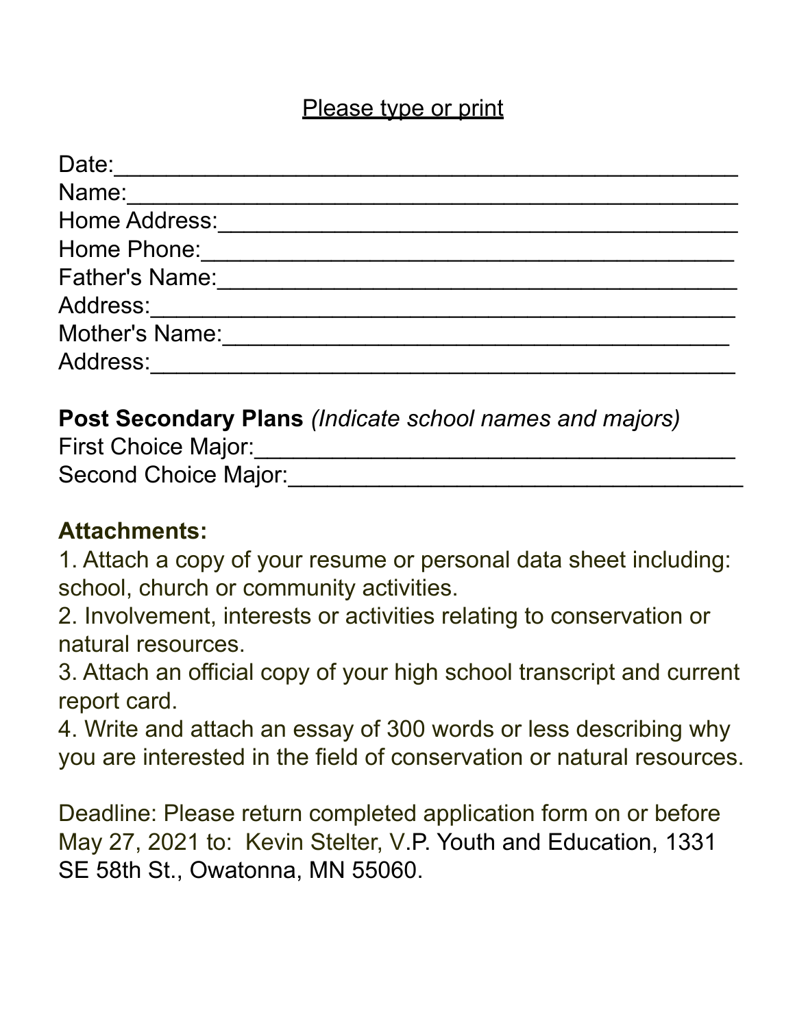Please type or print

Date:\_\_\_\_\_\_\_\_\_\_\_\_\_\_\_\_\_\_\_\_\_\_\_\_\_\_\_\_\_\_\_\_\_\_\_\_\_\_\_\_\_\_\_\_\_\_
Name:\_\_\_\_\_\_\_\_\_\_\_\_\_\_\_\_\_\_\_\_\_\_\_\_\_\_\_\_\_\_\_\_\_\_\_\_\_\_\_\_\_\_\_\_\_
Home Address:\_\_\_\_\_\_\_\_\_\_\_\_\_\_\_\_\_\_\_\_\_\_\_\_\_\_\_\_\_\_\_\_\_\_\_\_\_\_\_
Home Phone:\_\_\_\_\_\_\_\_\_\_\_\_\_\_\_\_\_\_\_\_\_\_\_\_\_\_\_\_\_\_\_\_\_\_\_\_\_\_\_\_
Father's Name:\_\_\_\_\_\_\_\_\_\_\_\_\_\_\_\_\_\_\_\_\_\_\_\_\_\_\_\_\_\_\_\_\_\_\_\_\_\_\_
Address:\_\_\_\_\_\_\_\_\_\_\_\_\_\_\_\_\_\_\_\_\_\_\_\_\_\_\_\_\_\_\_\_\_\_\_\_\_\_\_\_\_\_\_\_
Mother's Name:\_\_\_\_\_\_\_\_\_\_\_\_\_\_\_\_\_\_\_\_\_\_\_\_\_\_\_\_\_\_\_\_\_\_\_\_\_\_
Address:\_\_\_\_\_\_\_\_\_\_\_\_\_\_\_\_\_\_\_\_\_\_\_\_\_\_\_\_\_\_\_\_\_\_\_\_\_\_\_\_\_\_\_\_

**Post Secondary Plans** *(Indicate school names and majors)*
First Choice Major:\_\_\_\_\_\_\_\_\_\_\_\_\_\_\_\_\_\_\_\_\_\_\_\_\_\_\_\_\_\_\_\_\_\_\_\_
Second Choice Major:\_\_\_\_\_\_\_\_\_\_\_\_\_\_\_\_\_\_\_\_\_\_\_\_\_\_\_\_\_\_\_\_\_\_

**Attachments:**

1. Attach a copy of your resume or personal data sheet including: school, church or community activities.
2. Involvement, interests or activities relating to conservation or natural resources.
3. Attach an official copy of your high school transcript and current report card.
4. Write and attach an essay of 300 words or less describing why you are interested in the field of conservation or natural resources.

Deadline: Please return completed application form on or before May 27, 2021 to: Kevin Stelter, V.P. Youth and Education, 1331 SE 58th St., Owatonna, MN 55060.